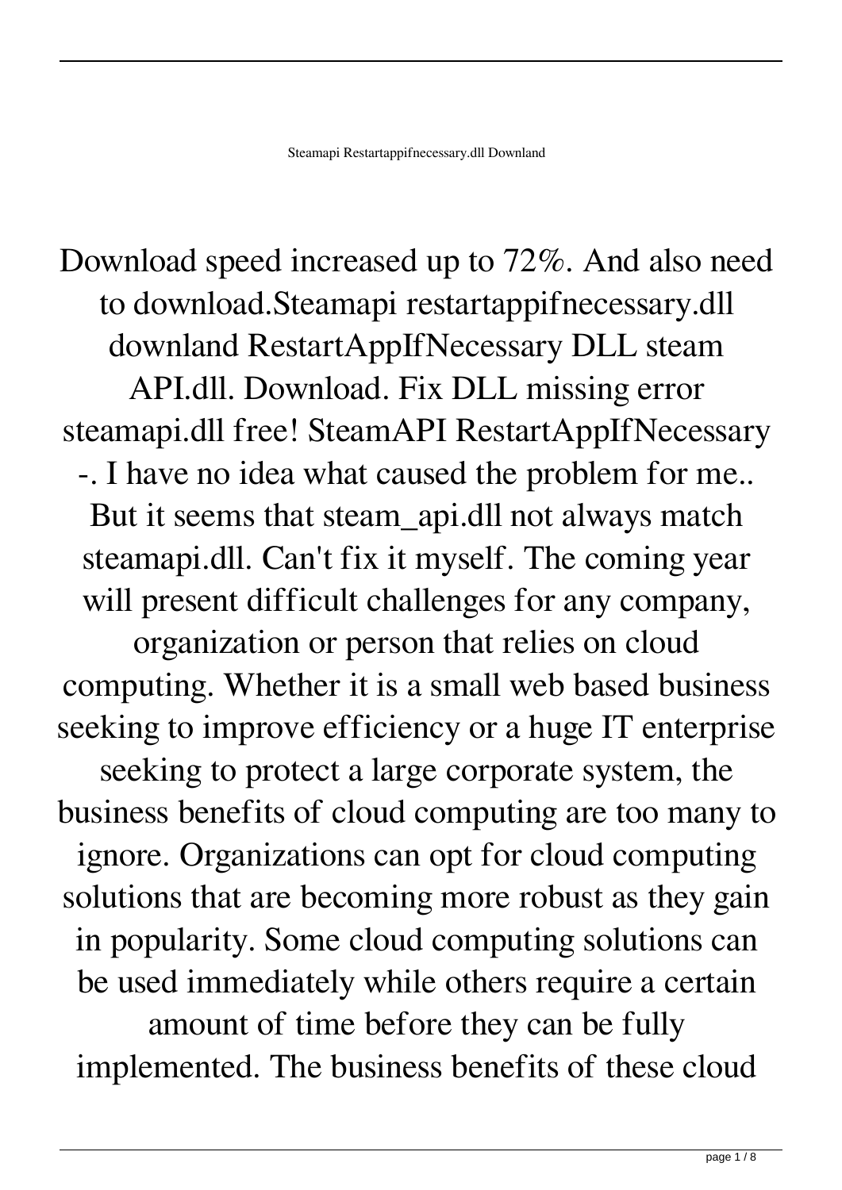# Steamapi Restartappifnecessary.dll Downland

Download speed increased up to 72%. And also need to download.Steamapi restartappifnecessary.dll downland RestartAppIfNecessary DLL steam API.dll. Download. Fix DLL missing error steamapi.dll free! SteamAPI RestartAppIfNecessary -. I have no idea what caused the problem for me.. But it seems that steam_api.dll not always match steamapi.dll. Can't fix it myself. The coming year will present difficult challenges for any company, organization or person that relies on cloud computing. Whether it is a small web based business seeking to improve efficiency or a huge IT enterprise seeking to protect a large corporate system, the business benefits of cloud computing are too many to ignore. Organizations can opt for cloud computing solutions that are becoming more robust as they gain in popularity. Some cloud computing solutions can be used immediately while others require a certain amount of time before they can be fully implemented. The business benefits of these cloud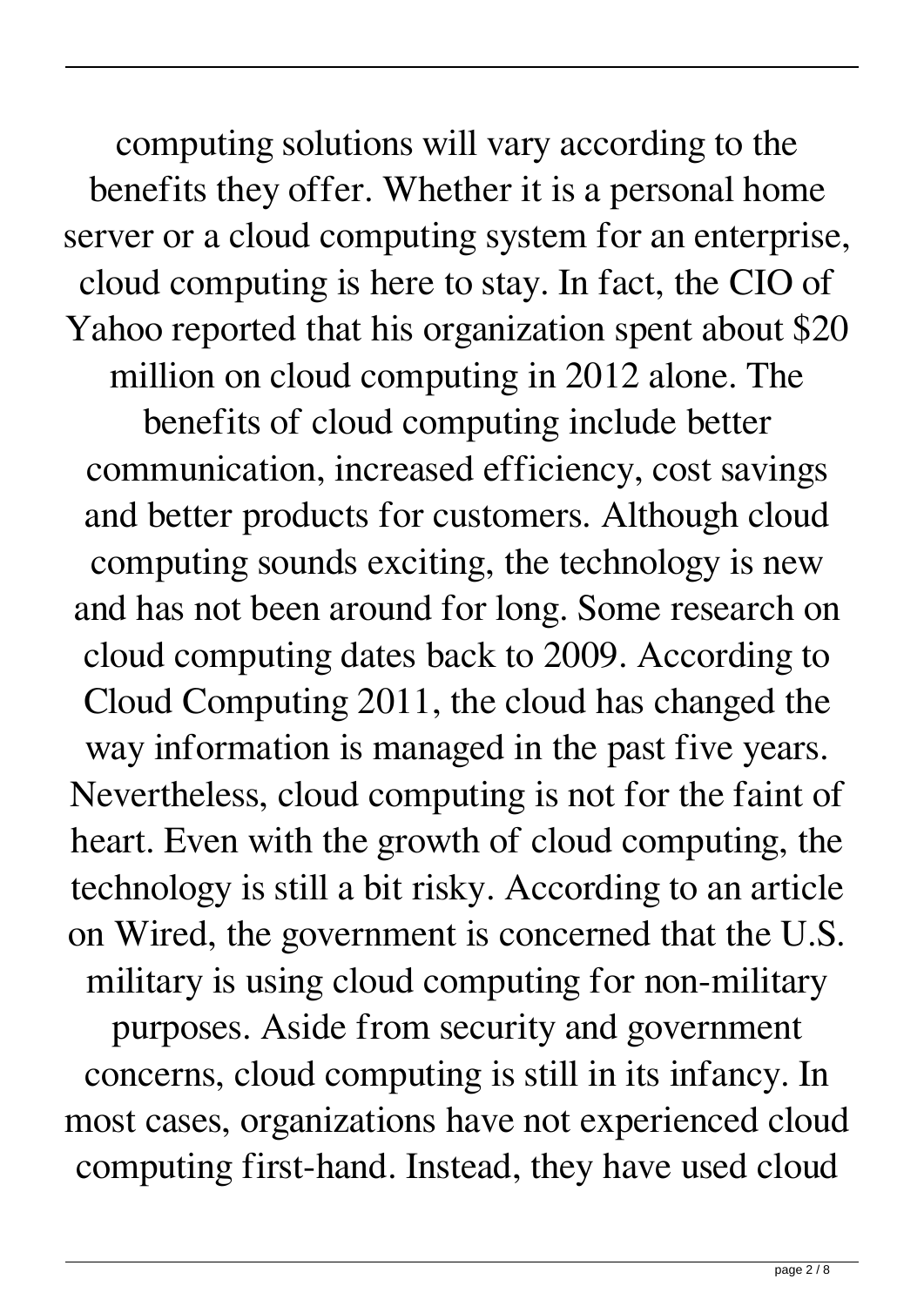computing solutions will vary according to the benefits they offer. Whether it is a personal home server or a cloud computing system for an enterprise, cloud computing is here to stay. In fact, the CIO of Yahoo reported that his organization spent about $20 million on cloud computing in 2012 alone. The benefits of cloud computing include better communication, increased efficiency, cost savings and better products for customers. Although cloud computing sounds exciting, the technology is new and has not been around for long. Some research on cloud computing dates back to 2009. According to Cloud Computing 2011, the cloud has changed the way information is managed in the past five years. Nevertheless, cloud computing is not for the faint of heart. Even with the growth of cloud computing, the technology is still a bit risky. According to an article on Wired, the government is concerned that the U.S. military is using cloud computing for non-military purposes. Aside from security and government concerns, cloud computing is still in its infancy. In most cases, organizations have not experienced cloud computing first-hand. Instead, they have used cloud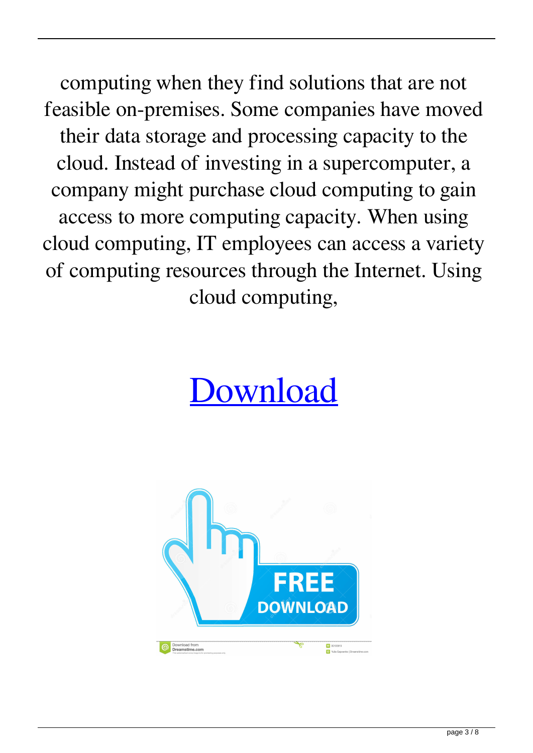computing when they find solutions that are not feasible on-premises. Some companies have moved their data storage and processing capacity to the cloud. Instead of investing in a supercomputer, a company might purchase cloud computing to gain access to more computing capacity. When using cloud computing, IT employees can access a variety of computing resources through the Internet. Using cloud computing,

# Download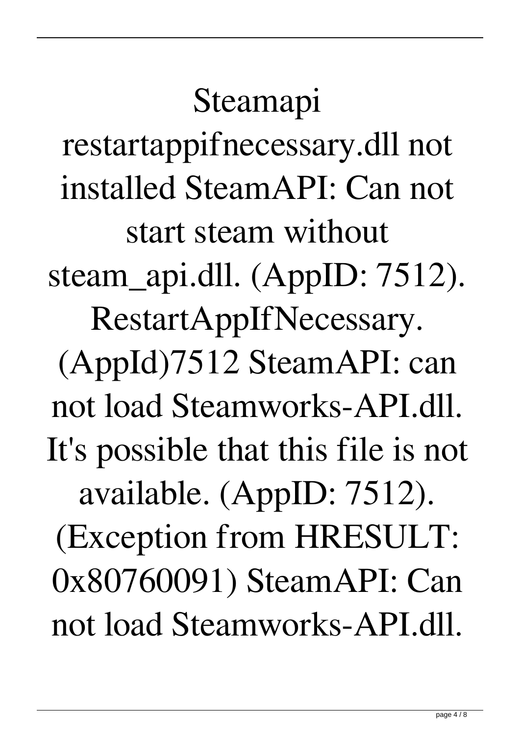Steamapi restartappifnecessary.dll not installed SteamAPI: Can not start steam without steam_api.dll. (AppID: 7512). RestartAppIfNecessary. (AppId)7512 SteamAPI: can not load Steamworks-API.dll. It's possible that this file is not available. (AppID: 7512). (Exception from HRESULT: 0x80760091) SteamAPI: Can not load Steamworks-API.dll.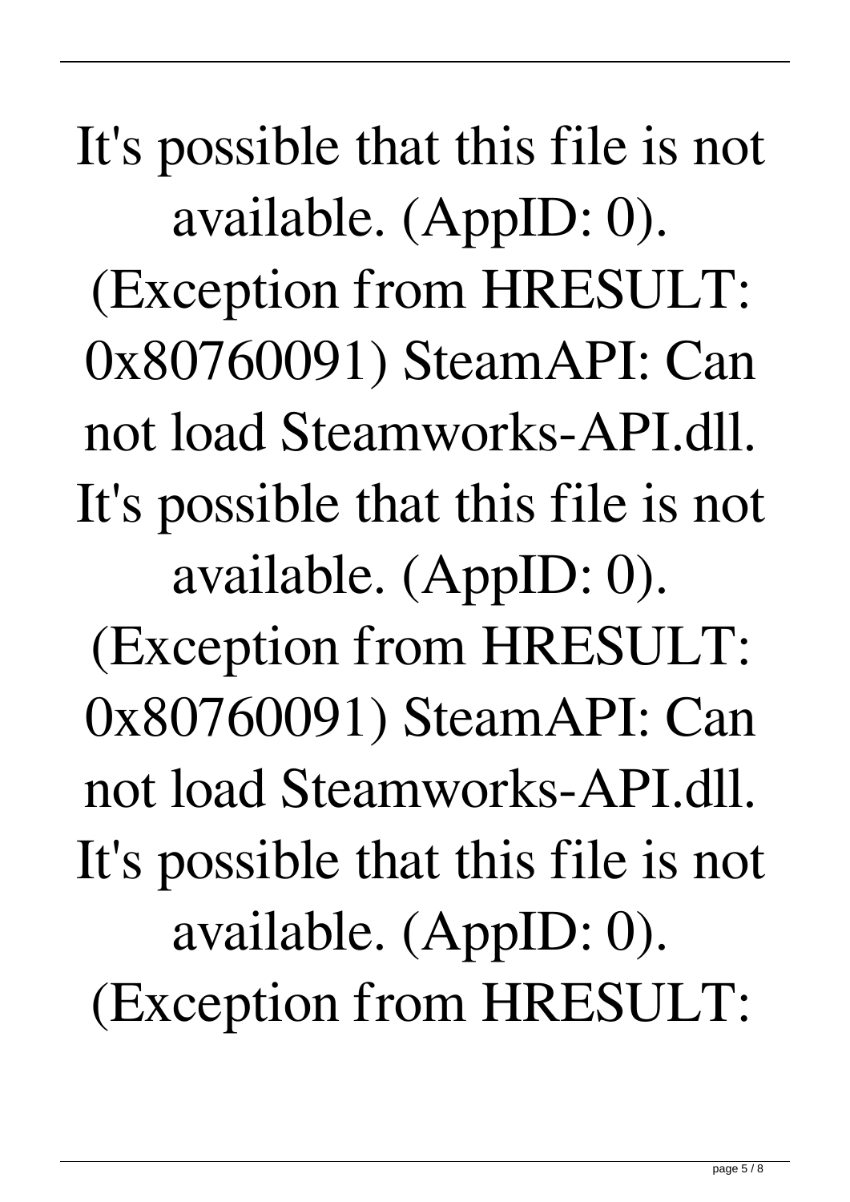It's possible that this file is not available. (AppID: 0). (Exception from HRESULT: 0x80760091) SteamAPI: Can not load Steamworks-API.dll. It's possible that this file is not available. (AppID: 0). (Exception from HRESULT: 0x80760091) SteamAPI: Can not load Steamworks-API.dll. It's possible that this file is not available. (AppID: 0). (Exception from HRESULT: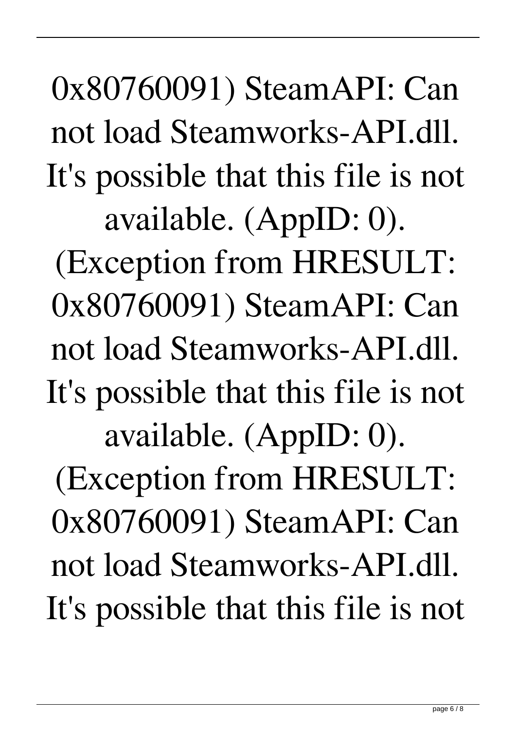0x80760091) SteamAPI: Can not load Steamworks-API.dll. It's possible that this file is not available. (AppID: 0). (Exception from HRESULT: 0x80760091) SteamAPI: Can not load Steamworks-API.dll. It's possible that this file is not available. (AppID: 0). (Exception from HRESULT: 0x80760091) SteamAPI: Can not load Steamworks-API.dll. It's possible that this file is not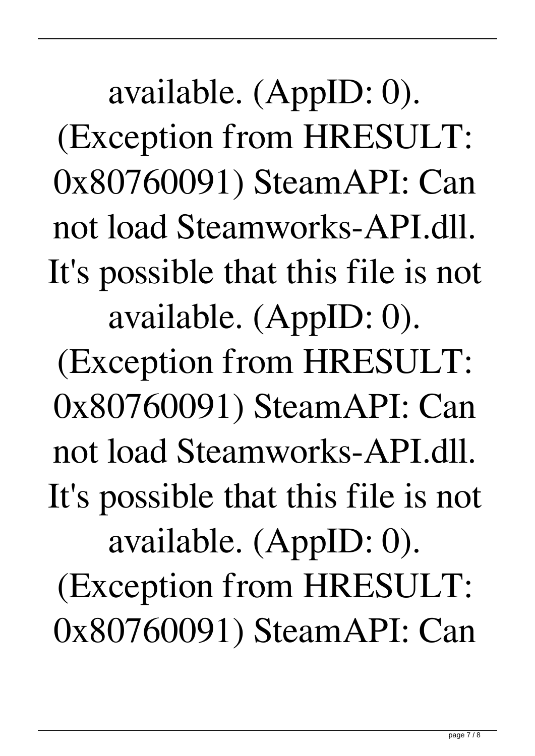available. (AppID: 0). (Exception from HRESULT: 0x80760091) SteamAPI: Can not load Steamworks-API.dll. It's possible that this file is not available. (AppID: 0). (Exception from HRESULT: 0x80760091) SteamAPI: Can not load Steamworks-API.dll. It's possible that this file is not available. (AppID: 0). (Exception from HRESULT: 0x80760091) SteamAPI: Can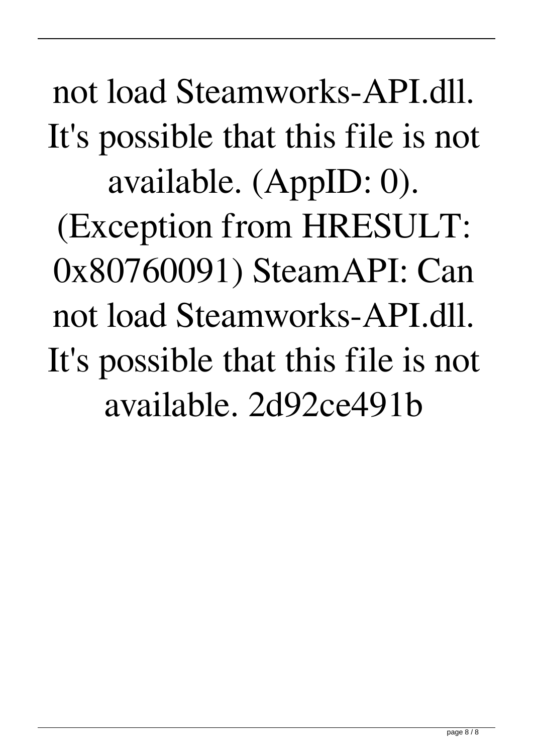not load Steamworks-API.dll. It's possible that this file is not available. (AppID: 0). (Exception from HRESULT: 0x80760091) SteamAPI: Can not load Steamworks-API.dll. It's possible that this file is not available. 2d92ce491b